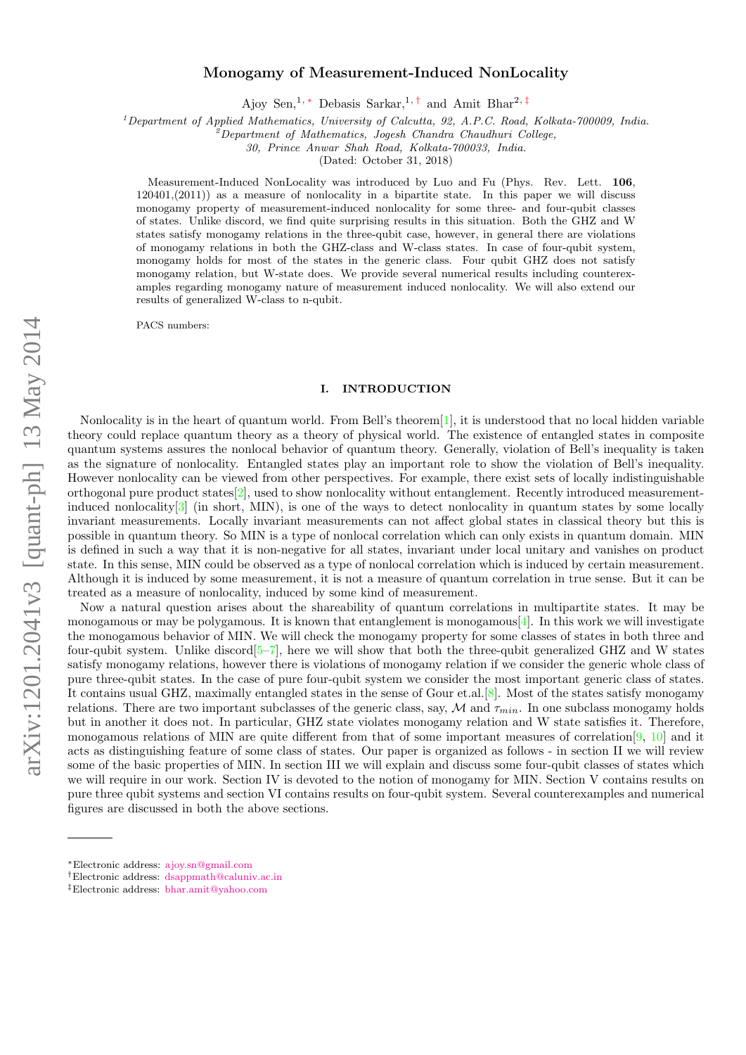# Monogamy of Measurement-Induced NonLocality

Ajoy Sen,[1,*] Debasis Sarkar,[1,†] and Amit Bhar[2,‡]

[1]Department of Applied Mathematics, University of Calcutta, 92, A.P.C. Road, Kolkata-700009, India.
[2]Department of Mathematics, Jogesh Chandra Chaudhuri College, 30, Prince Anwar Shah Road, Kolkata-700033, India.

(Dated: October 31, 2018)

Measurement-Induced NonLocality was introduced by Luo and Fu (Phys. Rev. Lett. **106**, 120401,(2011)) as a measure of nonlocality in a bipartite state. In this paper we will discuss monogamy property of measurement-induced nonlocality for some three- and four-qubit classes of states. Unlike discord, we find quite surprising results in this situation. Both the GHZ and W states satisfy monogamy relations in the three-qubit case, however, in general there are violations of monogamy relations in both the GHZ-class and W-class states. In case of four-qubit system, monogamy holds for most of the states in the generic class. Four qubit GHZ does not satisfy monogamy relation, but W-state does. We provide several numerical results including counterexamples regarding monogamy nature of measurement induced nonlocality. We will also extend our results of generalized W-class to n-qubit.

PACS numbers:

## I. INTRODUCTION

Nonlocality is in the heart of quantum world. From Bell's theorem[1], it is understood that no local hidden variable theory could replace quantum theory as a theory of physical world. The existence of entangled states in composite quantum systems assures the nonlocal behavior of quantum theory. Generally, violation of Bell's inequality is taken as the signature of nonlocality. Entangled states play an important role to show the violation of Bell's inequality. However nonlocality can be viewed from other perspectives. For example, there exist sets of locally indistinguishable orthogonal pure product states[2], used to show nonlocality without entanglement. Recently introduced measurement-induced nonlocality[3] (in short, MIN), is one of the ways to detect nonlocality in quantum states by some locally invariant measurements. Locally invariant measurements can not affect global states in classical theory but this is possible in quantum theory. So MIN is a type of nonlocal correlation which can only exists in quantum domain. MIN is defined in such a way that it is non-negative for all states, invariant under local unitary and vanishes on product state. In this sense, MIN could be observed as a type of nonlocal correlation which is induced by certain measurement. Although it is induced by some measurement, it is not a measure of quantum correlation in true sense. But it can be treated as a measure of nonlocality, induced by some kind of measurement.

Now a natural question arises about the shareability of quantum correlations in multipartite states. It may be monogamous or may be polygamous. It is known that entanglement is monogamous[4]. In this work we will investigate the monogamous behavior of MIN. We will check the monogamy property for some classes of states in both three and four-qubit system. Unlike discord[5–7], here we will show that both the three-qubit generalized GHZ and W states satisfy monogamy relations, however there is violations of monogamy relation if we consider the generic whole class of pure three-qubit states. In the case of pure four-qubit system we consider the most important generic class of states. It contains usual GHZ, maximally entangled states in the sense of Gour et.al.[8]. Most of the states satisfy monogamy relations. There are two important subclasses of the generic class, say, $\mathcal{M}$ and $\tau_{min}$. In one subclass monogamy holds but in another it does not. In particular, GHZ state violates monogamy relation and W state satisfies it. Therefore, monogamous relations of MIN are quite different from that of some important measures of correlation[9, 10] and it acts as distinguishing feature of some class of states. Our paper is organized as follows - in section II we will review some of the basic properties of MIN. In section III we will explain and discuss some four-qubit classes of states which we will require in our work. Section IV is devoted to the notion of monogamy for MIN. Section V contains results on pure three qubit systems and section VI contains results on four-qubit system. Several counterexamples and numerical figures are discussed in both the above sections.

---

*Electronic address: ajoy.sn@gmail.com
†Electronic address: dsappmath@caluniv.ac.in
‡Electronic address: bhar.amit@yahoo.com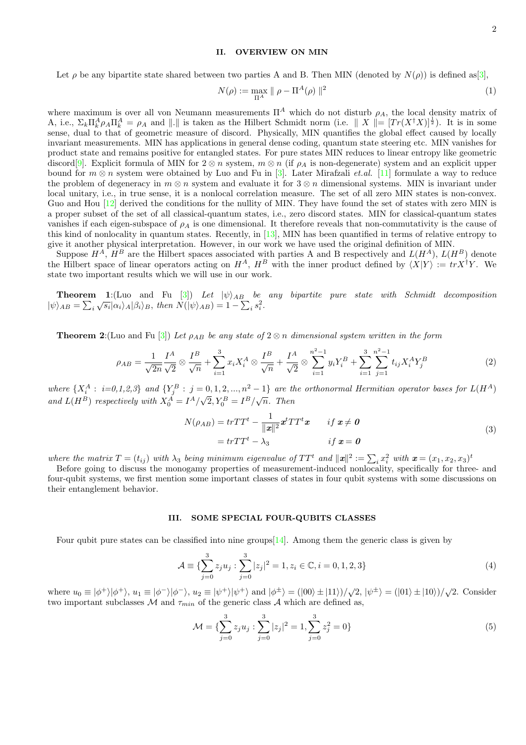## II. OVERVIEW ON MIN

Let $\rho$ be any bipartite state shared between two parties A and B. Then MIN (denoted by $N(\rho)$) is defined as[3],

$$N(\rho) := \max_{\Pi^A} \parallel \rho - \Pi^A(\rho) \parallel^2 \tag{1}$$

where maximum is over all von Neumann measurements $\Pi^A$ which do not disturb $\rho_A$, the local density matrix of A, i.e., $\Sigma_k \Pi_k^A \rho_A \Pi_k^A = \rho_A$ and $\|.\|$ is taken as the Hilbert Schmidt norm (i.e. $\parallel X \parallel = [Tr(X^\dagger X)]^{\frac{1}{2}}$). It is in some sense, dual to that of geometric measure of discord. Physically, MIN quantifies the global effect caused by locally invariant measurements. MIN has applications in general dense coding, quantum state steering etc. MIN vanishes for product state and remains positive for entangled states. For pure states MIN reduces to linear entropy like geometric discord[9]. Explicit formula of MIN for $2 \otimes n$ system, $m \otimes n$ (if $\rho_A$ is non-degenerate) system and an explicit upper bound for $m \otimes n$ system were obtained by Luo and Fu in [3]. Later Mirafzali *et.al.* [11] formulate a way to reduce the problem of degeneracy in $m \otimes n$ system and evaluate it for $3 \otimes n$ dimensional systems. MIN is invariant under local unitary, i.e., in true sense, it is a nonlocal correlation measure. The set of all zero MIN states is non-convex. Guo and Hou [12] derived the conditions for the nullity of MIN. They have found the set of states with zero MIN is a proper subset of the set of all classical-quantum states, i.e., zero discord states. MIN for classical-quantum states vanishes if each eigen-subspace of $\rho_A$ is one dimensional. It therefore reveals that non-commutativity is the cause of this kind of nonlocality in quantum states. Recently, in [13], MIN has been quantified in terms of relative entropy to give it another physical interpretation. However, in our work we have used the original definition of MIN.

Suppose $H^A$, $H^B$ are the Hilbert spaces associated with parties A and B respectively and $L(H^A)$, $L(H^B)$ denote the Hilbert space of linear operators acting on $H^A$, $H^B$ with the inner product defined by $\langle X|Y\rangle := trX^\dagger Y$. We state two important results which we will use in our work.

**Theorem 1**:(Luo and Fu [3]) *Let* $|\psi\rangle_{AB}$ *be any bipartite pure state with Schmidt decomposition* $|\psi\rangle_{AB} = \sum_i \sqrt{s_i}|\alpha_i\rangle_A|\beta_i\rangle_B$, *then* $N(|\psi\rangle_{AB}) = 1 - \sum_i s_i^2$.

**Theorem 2**:(Luo and Fu [3]) *Let* $\rho_{AB}$ *be any state of* $2 \otimes n$ *dimensional system written in the form*

$$\rho_{AB} = \frac{1}{\sqrt{2n}} \frac{I^A}{\sqrt{2}} \otimes \frac{I^B}{\sqrt{n}} + \sum_{i=1}^{3} x_i X_i^A \otimes \frac{I^B}{\sqrt{n}} + \frac{I^A}{\sqrt{2}} \otimes \sum_{i=1}^{n^2-1} y_i Y_i^B + \sum_{i=1}^{3}\sum_{j=1}^{n^2-1} t_{ij} X_i^A Y_j^B \tag{2}$$

*where* $\{X_i^A : i=0,1,2,3\}$ *and* $\{Y_j^B : j = 0,1,2,...,n^2-1\}$ *are the orthonormal Hermitian operator bases for* $L(H^A)$ *and* $L(H^B)$ *respectively with* $X_0^A = I^A/\sqrt{2}, Y_0^B = I^B/\sqrt{n}$. *Then*

$$\begin{aligned} N(\rho_{AB}) &= trTT^t - \frac{1}{\|\boldsymbol{x}\|^2}\boldsymbol{x}^t TT^t \boldsymbol{x} \qquad if\ \boldsymbol{x} \neq \boldsymbol{0} \\ &= trTT^t - \lambda_3 \qquad\qquad\qquad if\ \boldsymbol{x} = \boldsymbol{0} \end{aligned} \tag{3}$$

*where the matrix* $T = (t_{ij})$ *with* $\lambda_3$ *being minimum eigenvalue of* $TT^t$ *and* $\|\boldsymbol{x}\|^2 := \sum_i x_i^2$ *with* $\boldsymbol{x} = (x_1, x_2, x_3)^t$

Before going to discuss the monogamy properties of measurement-induced nonlocality, specifically for three- and four-qubit systems, we first mention some important classes of states in four qubit systems with some discussions on their entanglement behavior.

## III. SOME SPECIAL FOUR-QUBITS CLASSES

Four qubit pure states can be classified into nine groups[14]. Among them the generic class is given by

$$\mathcal{A} \equiv \{\sum_{j=0}^{3} z_j u_j : \sum_{j=0}^{3} |z_j|^2 = 1, z_i \in \mathbb{C}, i = 0,1,2,3\} \tag{4}$$

where $u_0 \equiv |\phi^+\rangle|\phi^+\rangle$, $u_1 \equiv |\phi^-\rangle|\phi^-\rangle$, $u_2 \equiv |\psi^+\rangle|\psi^+\rangle$ and $|\phi^\pm\rangle = (|00\rangle \pm |11\rangle)/\sqrt{2}$, $|\psi^\pm\rangle = (|01\rangle \pm |10\rangle)/\sqrt{2}$. Consider two important subclasses $\mathcal{M}$ and $\tau_{min}$ of the generic class $\mathcal{A}$ which are defined as,

$$\mathcal{M} = \{\sum_{j=0}^{3} z_j u_j : \sum_{j=0}^{3} |z_j|^2 = 1, \sum_{j=0}^{3} z_j^2 = 0\} \tag{5}$$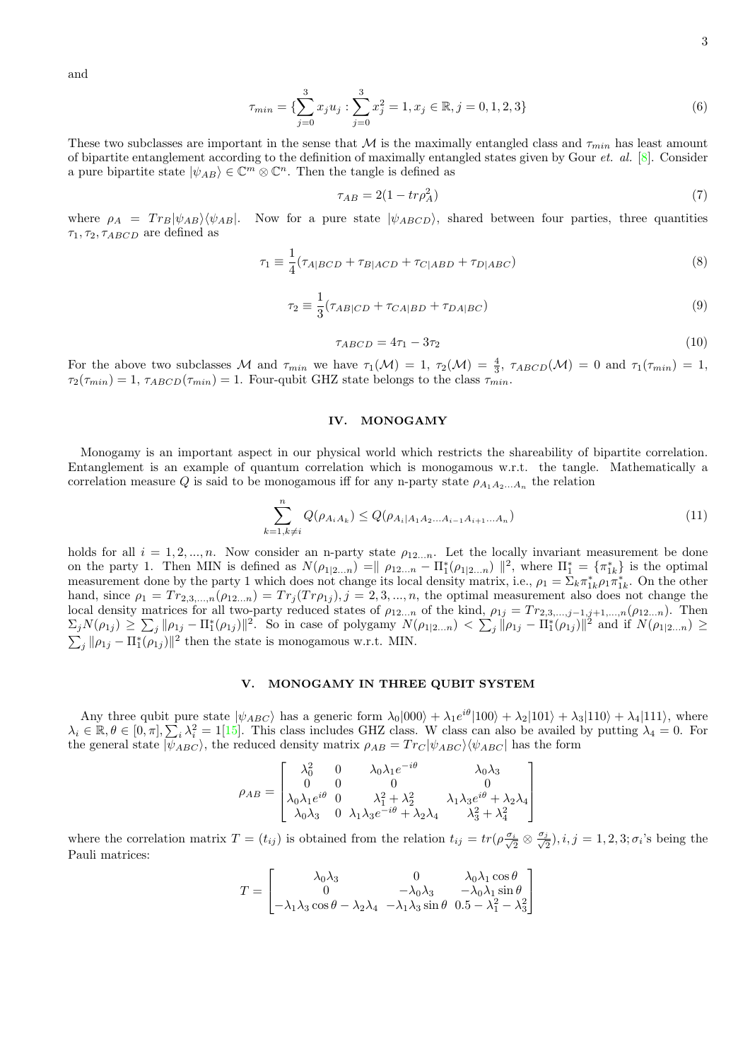and

$$\tau_{min} = \{\sum_{j=0}^{3} x_j u_j : \sum_{j=0}^{3} x_j^2 = 1, x_j \in \mathbb{R}, j = 0, 1, 2, 3\} \tag{6}$$

These two subclasses are important in the sense that $\mathcal{M}$ is the maximally entangled class and $\tau_{min}$ has least amount of bipartite entanglement according to the definition of maximally entangled states given by Gour *et. al.* [8]. Consider a pure bipartite state $|\psi_{AB}\rangle \in \mathbb{C}^m \otimes \mathbb{C}^n$. Then the tangle is defined as

$$\tau_{AB} = 2(1 - tr\rho_A^2) \tag{7}$$

where $\rho_A = Tr_B|\psi_{AB}\rangle\langle\psi_{AB}|$. Now for a pure state $|\psi_{ABCD}\rangle$, shared between four parties, three quantities $\tau_1, \tau_2, \tau_{ABCD}$ are defined as

$$\tau_1 \equiv \frac{1}{4}(\tau_{A|BCD} + \tau_{B|ACD} + \tau_{C|ABD} + \tau_{D|ABC}) \tag{8}$$

$$\tau_2 \equiv \frac{1}{3}(\tau_{AB|CD} + \tau_{CA|BD} + \tau_{DA|BC}) \tag{9}$$

$$\tau_{ABCD} = 4\tau_1 - 3\tau_2 \tag{10}$$

For the above two subclasses $\mathcal{M}$ and $\tau_{min}$ we have $\tau_1(\mathcal{M}) = 1$, $\tau_2(\mathcal{M}) = \frac{4}{3}$, $\tau_{ABCD}(\mathcal{M}) = 0$ and $\tau_1(\tau_{min}) = 1$, $\tau_2(\tau_{min}) = 1$, $\tau_{ABCD}(\tau_{min}) = 1$. Four-qubit GHZ state belongs to the class $\tau_{min}$.

## IV. MONOGAMY

Monogamy is an important aspect in our physical world which restricts the shareability of bipartite correlation. Entanglement is an example of quantum correlation which is monogamous w.r.t. the tangle. Mathematically a correlation measure $Q$ is said to be monogamous iff for any n-party state $\rho_{A_1 A_2 \ldots A_n}$ the relation

$$\sum_{k=1, k\neq i}^{n} Q(\rho_{A_i A_k}) \leq Q(\rho_{A_i | A_1 A_2 \ldots A_{i-1} A_{i+1} \ldots A_n}) \tag{11}$$

holds for all $i = 1, 2, \ldots, n$. Now consider an n-party state $\rho_{12\ldots n}$. Let the locally invariant measurement be done on the party 1. Then MIN is defined as $N(\rho_{1|2\ldots n}) = \parallel \rho_{12\ldots n} - \Pi_1^*(\rho_{1|2\ldots n}) \parallel^2$, where $\Pi_1^* = \{\pi_{1k}^*\}$ is the optimal measurement done by the party 1 which does not change its local density matrix, i.e., $\rho_1 = \Sigma_k \pi_{1k}^* \rho_1 \pi_{1k}^*$. On the other hand, since $\rho_1 = Tr_{2,3,\ldots,n}(\rho_{12\ldots n}) = Tr_j(Tr\rho_{1j}), j = 2, 3, \ldots, n$, the optimal measurement also does not change the local density matrices for all two-party reduced states of $\rho_{12\ldots n}$ of the kind, $\rho_{1j} = Tr_{2,3,\ldots,j-1,j+1,\ldots,n}(\rho_{12\ldots n})$. Then $\Sigma_j N(\rho_{1j}) \geq \sum_j \|\rho_{1j} - \Pi_1^*(\rho_{1j})\|^2$. So in case of polygamy $N(\rho_{1|2\ldots n}) < \sum_j \|\rho_{1j} - \Pi_1^*(\rho_{1j})\|^2$ and if $N(\rho_{1|2\ldots n}) \geq \sum_j \|\rho_{1j} - \Pi_1^*(\rho_{1j})\|^2$ then the state is monogamous w.r.t. MIN.

## V. MONOGAMY IN THREE QUBIT SYSTEM

Any three qubit pure state $|\psi_{ABC}\rangle$ has a generic form $\lambda_0|000\rangle + \lambda_1 e^{i\theta}|100\rangle + \lambda_2|101\rangle + \lambda_3|110\rangle + \lambda_4|111\rangle$, where $\lambda_i \in \mathbb{R}, \theta \in [0, \pi], \sum_i \lambda_i^2 = 1$[15]. This class includes GHZ class. W class can also be availed by putting $\lambda_4 = 0$. For the general state $|\psi_{ABC}\rangle$, the reduced density matrix $\rho_{AB} = Tr_C|\psi_{ABC}\rangle\langle\psi_{ABC}|$ has the form

$$\rho_{AB} = \begin{bmatrix} \lambda_0^2 & 0 & \lambda_0\lambda_1 e^{-i\theta} & \lambda_0\lambda_3 \\ 0 & 0 & 0 & 0 \\ \lambda_0\lambda_1 e^{i\theta} & 0 & \lambda_1^2 + \lambda_2^2 & \lambda_1\lambda_3 e^{i\theta} + \lambda_2\lambda_4 \\ \lambda_0\lambda_3 & 0 & \lambda_1\lambda_3 e^{-i\theta} + \lambda_2\lambda_4 & \lambda_3^2 + \lambda_4^2 \end{bmatrix}$$

where the correlation matrix $T = (t_{ij})$ is obtained from the relation $t_{ij} = tr(\rho \frac{\sigma_i}{\sqrt{2}} \otimes \frac{\sigma_j}{\sqrt{2}}), i, j = 1, 2, 3; \sigma_i$'s being the Pauli matrices:

$$T = \begin{bmatrix} \lambda_0\lambda_3 & 0 & \lambda_0\lambda_1\cos\theta \\ 0 & -\lambda_0\lambda_3 & -\lambda_0\lambda_1\sin\theta \\ -\lambda_1\lambda_3\cos\theta - \lambda_2\lambda_4 & -\lambda_1\lambda_3\sin\theta & 0.5 - \lambda_1^2 - \lambda_3^2 \end{bmatrix}$$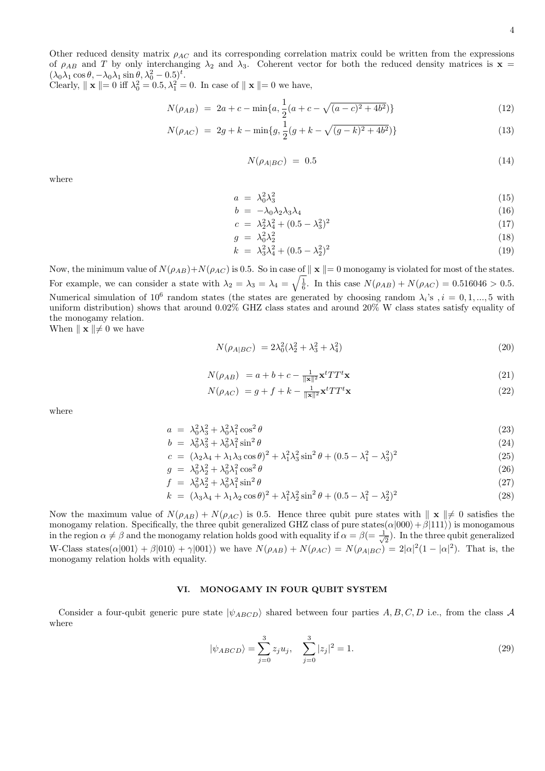Other reduced density matrix $\rho_{AC}$ and its corresponding correlation matrix could be written from the expressions of $\rho_{AB}$ and $T$ by only interchanging $\lambda_2$ and $\lambda_3$. Coherent vector for both the reduced density matrices is $\mathbf{x} = (\lambda_0\lambda_1\cos\theta, -\lambda_0\lambda_1\sin\theta, \lambda_0^2 - 0.5)^t$.
Clearly, $\parallel \mathbf{x} \parallel = 0$ iff $\lambda_0^2 = 0.5, \lambda_1^2 = 0$. In case of $\parallel \mathbf{x} \parallel = 0$ we have,

$$N(\rho_{AB}) = 2a + c - \min\{a, \frac{1}{2}(a + c - \sqrt{(a-c)^2 + 4b^2})\} \tag{12}$$

$$N(\rho_{AC}) = 2g + k - \min\{g, \frac{1}{2}(g + k - \sqrt{(g-k)^2 + 4b^2})\} \tag{13}$$

$$N(\rho_{A|BC}) = 0.5 \tag{14}$$

where

$$a = \lambda_0^2\lambda_3^2 \tag{15}$$

$$b = -\lambda_0\lambda_2\lambda_3\lambda_4 \tag{16}$$

$$c = \lambda_2^2\lambda_4^2 + (0.5 - \lambda_3^2)^2 \tag{17}$$

$$g = \lambda_0^2\lambda_2^2 \tag{18}$$

$$k = \lambda_3^2\lambda_4^2 + (0.5 - \lambda_2^2)^2 \tag{19}$$

Now, the minimum value of $N(\rho_{AB}) + N(\rho_{AC})$ is 0.5. So in case of $\parallel \mathbf{x} \parallel = 0$ monogamy is violated for most of the states. For example, we can consider a state with $\lambda_2 = \lambda_3 = \lambda_4 = \sqrt{\frac{1}{6}}$. In this case $N(\rho_{AB}) + N(\rho_{AC}) = 0.516046 > 0.5$. Numerical simulation of $10^6$ random states (the states are generated by choosing random $\lambda_i$'s , $i = 0, 1, ..., 5$ with uniform distribution) shows that around 0.02% GHZ class states and around 20% W class states satisfy equality of the monogamy relation.
When $\parallel \mathbf{x} \parallel \neq 0$ we have

$$N(\rho_{A|BC}) = 2\lambda_0^2(\lambda_2^2 + \lambda_3^2 + \lambda_4^2) \tag{20}$$

$$N(\rho_{AB}) = a + b + c - \frac{1}{\|\mathbf{x}\|^2}\mathbf{x}^t T T^t \mathbf{x} \tag{21}$$

$$N(\rho_{AC}) = g + f + k - \frac{1}{\|\mathbf{x}\|^2}\mathbf{x}^t T T^t \mathbf{x} \tag{22}$$

where

$$a = \lambda_0^2\lambda_3^2 + \lambda_0^2\lambda_1^2\cos^2\theta \tag{23}$$

$$b = \lambda_0^2\lambda_3^2 + \lambda_0^2\lambda_1^2\sin^2\theta \tag{24}$$

$$c = (\lambda_2\lambda_4 + \lambda_1\lambda_3\cos\theta)^2 + \lambda_1^2\lambda_3^2\sin^2\theta + (0.5 - \lambda_1^2 - \lambda_3^2)^2 \tag{25}$$

$$g = \lambda_0^2\lambda_2^2 + \lambda_0^2\lambda_1^2\cos^2\theta \tag{26}$$

$$f = \lambda_0^2\lambda_2^2 + \lambda_0^2\lambda_1^2\sin^2\theta \tag{27}$$

$$k = (\lambda_3\lambda_4 + \lambda_1\lambda_2\cos\theta)^2 + \lambda_1^2\lambda_2^2\sin^2\theta + (0.5 - \lambda_1^2 - \lambda_2^2)^2 \tag{28}$$

Now the maximum value of $N(\rho_{AB}) + N(\rho_{AC})$ is 0.5. Hence three qubit pure states with $\parallel \mathbf{x} \parallel \neq 0$ satisfies the monogamy relation. Specifically, the three qubit generalized GHZ class of pure states($\alpha|000\rangle + \beta|111\rangle$) is monogamous in the region $\alpha \neq \beta$ and the monogamy relation holds good with equality if $\alpha = \beta (= \frac{1}{\sqrt{2}})$. In the three qubit generalized W-Class states($\alpha|001\rangle + \beta|010\rangle + \gamma|001\rangle$) we have $N(\rho_{AB}) + N(\rho_{AC}) = N(\rho_{A|BC}) = 2|\alpha|^2(1 - |\alpha|^2)$. That is, the monogamy relation holds with equality.

## VI. MONOGAMY IN FOUR QUBIT SYSTEM

Consider a four-qubit generic pure state $|\psi_{ABCD}\rangle$ shared between four parties $A, B, C, D$ i.e., from the class $\mathcal{A}$ where

$$|\psi_{ABCD}\rangle = \sum_{j=0}^{3} z_j u_j, \quad \sum_{j=0}^{3} |z_j|^2 = 1. \tag{29}$$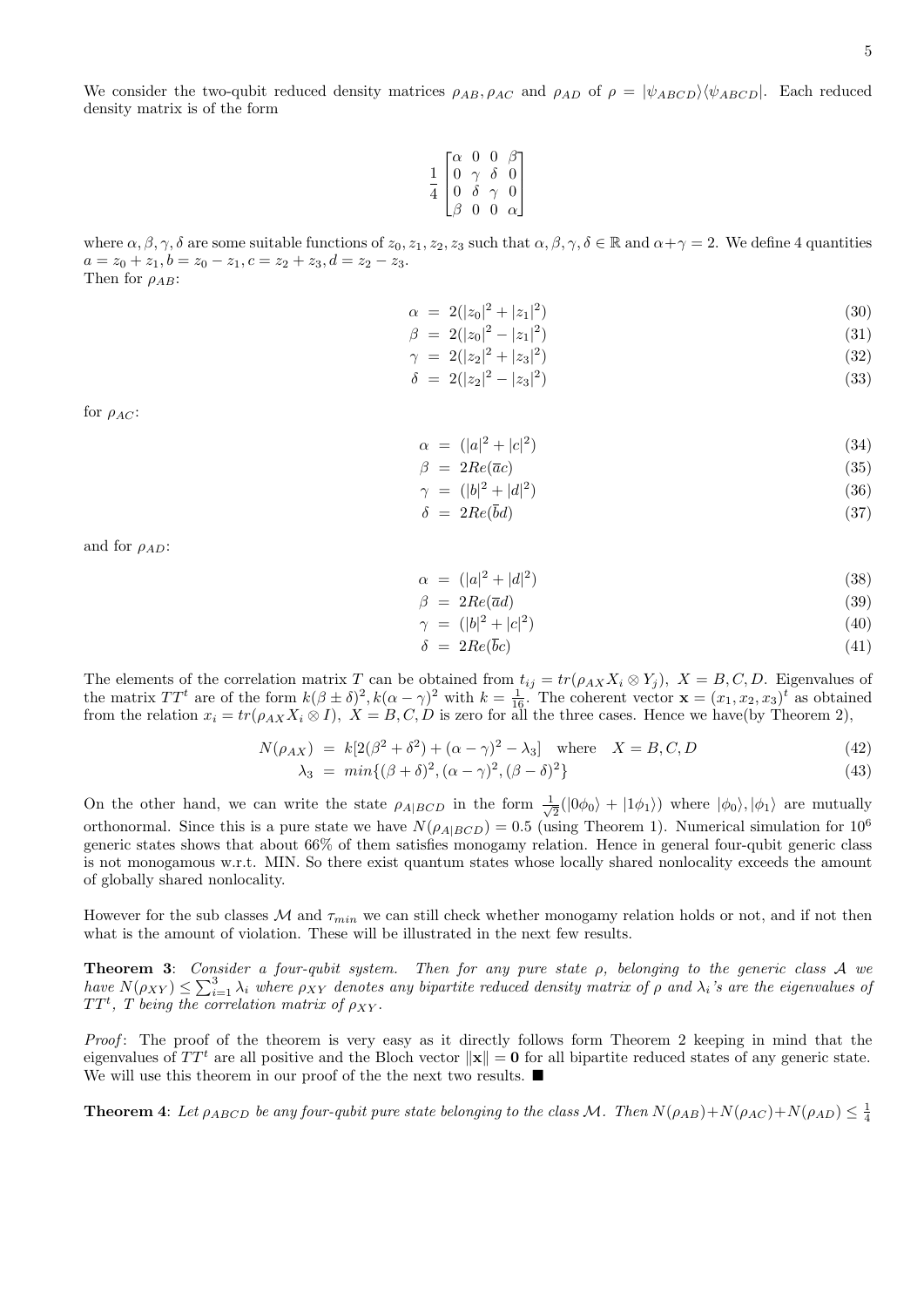We consider the two-qubit reduced density matrices $\rho_{AB}, \rho_{AC}$ and $\rho_{AD}$ of $\rho = |\psi_{ABCD}\rangle\langle\psi_{ABCD}|$. Each reduced density matrix is of the form

$$
\frac{1}{4}\begin{bmatrix} \alpha & 0 & 0 & \beta \\ 0 & \gamma & \delta & 0 \\ 0 & \delta & \gamma & 0 \\ \beta & 0 & 0 & \alpha \end{bmatrix}
$$

where $\alpha, \beta, \gamma, \delta$ are some suitable functions of $z_0, z_1, z_2, z_3$ such that $\alpha, \beta, \gamma, \delta \in \mathbb{R}$ and $\alpha + \gamma = 2$. We define 4 quantities $a = z_0 + z_1, b = z_0 - z_1, c = z_2 + z_3, d = z_2 - z_3$.
Then for $\rho_{AB}$:

$$
\alpha = 2(|z_0|^2 + |z_1|^2) \tag{30}
$$

$$
\beta = 2(|z_0|^2 - |z_1|^2) \tag{31}
$$

$$
\gamma = 2(|z_2|^2 + |z_3|^2) \tag{32}
$$

$$
\delta = 2(|z_2|^2 - |z_3|^2) \tag{33}
$$

for $\rho_{AC}$:

$$
\alpha = (|a|^2 + |c|^2) \tag{34}
$$

$$
\beta = 2Re(\overline{a}c) \tag{35}
$$

$$
\gamma = (|b|^2 + |d|^2) \tag{36}
$$

$$
\delta = 2Re(\overline{b}d) \tag{37}
$$

and for $\rho_{AD}$:

$$
\alpha = (|a|^2 + |d|^2) \tag{38}
$$

$$
\beta = 2Re(\overline{a}d) \tag{39}
$$

$$
\gamma = (|b|^2 + |c|^2) \tag{40}
$$

$$
\delta = 2Re(\overline{b}c) \tag{41}
$$

The elements of the correlation matrix $T$ can be obtained from $t_{ij} = tr(\rho_{AX} X_i \otimes Y_j),\ X = B, C, D$. Eigenvalues of the matrix $TT^t$ are of the form $k(\beta \pm \delta)^2, k(\alpha - \gamma)^2$ with $k = \frac{1}{16}$. The coherent vector $\mathbf{x} = (x_1, x_2, x_3)^t$ as obtained from the relation $x_i = tr(\rho_{AX} X_i \otimes I),\ X = B, C, D$ is zero for all the three cases. Hence we have(by Theorem 2),

$$
N(\rho_{AX}) = k[2(\beta^2 + \delta^2) + (\alpha - \gamma)^2 - \lambda_3] \quad \text{where} \quad X = B, C, D \tag{42}
$$

$$
\lambda_3 = min\{(\beta + \delta)^2, (\alpha - \gamma)^2, (\beta - \delta)^2\} \tag{43}
$$

On the other hand, we can write the state $\rho_{A|BCD}$ in the form $\frac{1}{\sqrt{2}}(|0\phi_0\rangle + |1\phi_1\rangle)$ where $|\phi_0\rangle, |\phi_1\rangle$ are mutually orthonormal. Since this is a pure state we have $N(\rho_{A|BCD}) = 0.5$ (using Theorem 1). Numerical simulation for $10^6$ generic states shows that about 66% of them satisfies monogamy relation. Hence in general four-qubit generic class is not monogamous w.r.t. MIN. So there exist quantum states whose locally shared nonlocality exceeds the amount of globally shared nonlocality.

However for the sub classes $\mathcal{M}$ and $\tau_{min}$ we can still check whether monogamy relation holds or not, and if not then what is the amount of violation. These will be illustrated in the next few results.

**Theorem 3**: *Consider a four-qubit system. Then for any pure state $\rho$, belonging to the generic class $\mathcal{A}$ we have $N(\rho_{XY}) \leq \sum_{i=1}^{3} \lambda_i$ where $\rho_{XY}$ denotes any bipartite reduced density matrix of $\rho$ and $\lambda_i$'s are the eigenvalues of $TT^t$, $T$ being the correlation matrix of $\rho_{XY}$.*

*Proof*: The proof of the theorem is very easy as it directly follows form Theorem 2 keeping in mind that the eigenvalues of $TT^t$ are all positive and the Bloch vector $\|\mathbf{x}\| = \mathbf{0}$ for all bipartite reduced states of any generic state. We will use this theorem in our proof of the the next two results. ■

**Theorem 4**: *Let $\rho_{ABCD}$ be any four-qubit pure state belonging to the class $\mathcal{M}$. Then $N(\rho_{AB}) + N(\rho_{AC}) + N(\rho_{AD}) \leq \frac{1}{4}$*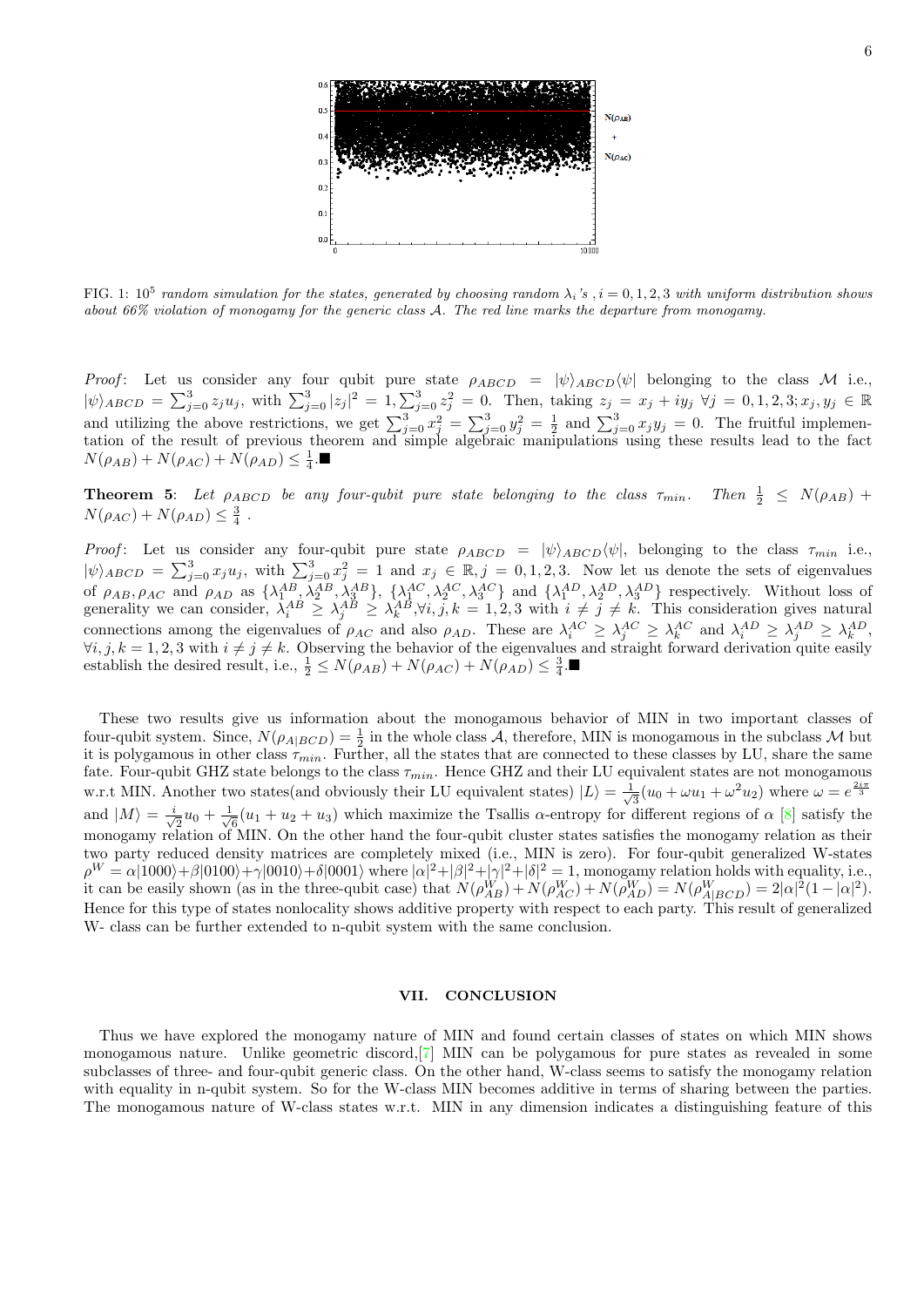FIG. 1: $10^5$ *random simulation for the states, generated by choosing random* $\lambda_i$*'s* , $i = 0, 1, 2, 3$ *with uniform distribution shows about 66% violation of monogamy for the generic class* $\mathcal{A}$*. The red line marks the departure from monogamy.*

*Proof*: Let us consider any four qubit pure state $\rho_{ABCD} = |\psi\rangle_{ABCD}\langle\psi|$ belonging to the class $\mathcal{M}$ i.e., $|\psi\rangle_{ABCD} = \sum_{j=0}^{3} z_j u_j$, with $\sum_{j=0}^{3} |z_j|^2 = 1, \sum_{j=0}^{3} z_j^2 = 0$. Then, taking $z_j = x_j + iy_j \; \forall j = 0, 1, 2, 3; x_j, y_j \in \mathbb{R}$ and utilizing the above restrictions, we get $\sum_{j=0}^{3} x_j^2 = \sum_{j=0}^{3} y_j^2 = \frac{1}{2}$ and $\sum_{j=0}^{3} x_j y_j = 0$. The fruitful implementation of the result of previous theorem and simple algebraic manipulations using these results lead to the fact $N(\rho_{AB}) + N(\rho_{AC}) + N(\rho_{AD}) \leq \frac{1}{4}$.■

**Theorem 5**: *Let* $\rho_{ABCD}$ *be any four-qubit pure state belonging to the class* $\tau_{min}$*. Then* $\frac{1}{2} \leq N(\rho_{AB}) + N(\rho_{AC}) + N(\rho_{AD}) \leq \frac{3}{4}$ .

*Proof*: Let us consider any four-qubit pure state $\rho_{ABCD} = |\psi\rangle_{ABCD}\langle\psi|$, belonging to the class $\tau_{min}$ i.e., $|\psi\rangle_{ABCD} = \sum_{j=0}^{3} x_j u_j$, with $\sum_{j=0}^{3} x_j^2 = 1$ and $x_j \in \mathbb{R}, j = 0, 1, 2, 3$. Now let us denote the sets of eigenvalues of $\rho_{AB}, \rho_{AC}$ and $\rho_{AD}$ as $\{\lambda_1^{AB}, \lambda_2^{AB}, \lambda_3^{AB}\}$, $\{\lambda_1^{AC}, \lambda_2^{AC}, \lambda_3^{AC}\}$ and $\{\lambda_1^{AD}, \lambda_2^{AD}, \lambda_3^{AD}\}$ respectively. Without loss of generality we can consider, $\lambda_i^{AB} \geq \lambda_j^{AB} \geq \lambda_k^{AB}, \forall i, j, k = 1, 2, 3$ with $i \neq j \neq k$. This consideration gives natural connections among the eigenvalues of $\rho_{AC}$ and also $\rho_{AD}$. These are $\lambda_i^{AC} \geq \lambda_j^{AC} \geq \lambda_k^{AC}$ and $\lambda_i^{AD} \geq \lambda_j^{AD} \geq \lambda_k^{AD}$, $\forall i, j, k = 1, 2, 3$ with $i \neq j \neq k$. Observing the behavior of the eigenvalues and straight forward derivation quite easily establish the desired result, i.e., $\frac{1}{2} \leq N(\rho_{AB}) + N(\rho_{AC}) + N(\rho_{AD}) \leq \frac{3}{4}$.■

These two results give us information about the monogamous behavior of MIN in two important classes of four-qubit system. Since, $N(\rho_{A|BCD}) = \frac{1}{2}$ in the whole class $\mathcal{A}$, therefore, MIN is monogamous in the subclass $\mathcal{M}$ but it is polygamous in other class $\tau_{min}$. Further, all the states that are connected to these classes by LU, share the same fate. Four-qubit GHZ state belongs to the class $\tau_{min}$. Hence GHZ and their LU equivalent states are not monogamous w.r.t MIN. Another two states(and obviously their LU equivalent states) $|L\rangle = \frac{1}{\sqrt{3}}(u_0 + \omega u_1 + \omega^2 u_2)$ where $\omega = e^{\frac{2i\pi}{3}}$ and $|M\rangle = \frac{i}{\sqrt{2}} u_0 + \frac{1}{\sqrt{6}}(u_1 + u_2 + u_3)$ which maximize the Tsallis $\alpha$-entropy for different regions of $\alpha$ [8] satisfy the monogamy relation of MIN. On the other hand the four-qubit cluster states satisfies the monogamy relation as their two party reduced density matrices are completely mixed (i.e., MIN is zero). For four-qubit generalized W-states $\rho^W = \alpha|1000\rangle + \beta|0100\rangle + \gamma|0010\rangle + \delta|0001\rangle$ where $|\alpha|^2 + |\beta|^2 + |\gamma|^2 + |\delta|^2 = 1$, monogamy relation holds with equality, i.e., it can be easily shown (as in the three-qubit case) that $N(\rho_{AB}^W) + N(\rho_{AC}^W) + N(\rho_{AD}^W) = N(\rho_{A|BCD}^W) = 2|\alpha|^2(1 - |\alpha|^2)$. Hence for this type of states nonlocality shows additive property with respect to each party. This result of generalized W- class can be further extended to n-qubit system with the same conclusion.

## VII. CONCLUSION

Thus we have explored the monogamy nature of MIN and found certain classes of states on which MIN shows monogamous nature. Unlike geometric discord,[7] MIN can be polygamous for pure states as revealed in some subclasses of three- and four-qubit generic class. On the other hand, W-class seems to satisfy the monogamy relation with equality in n-qubit system. So for the W-class MIN becomes additive in terms of sharing between the parties. The monogamous nature of W-class states w.r.t. MIN in any dimension indicates a distinguishing feature of this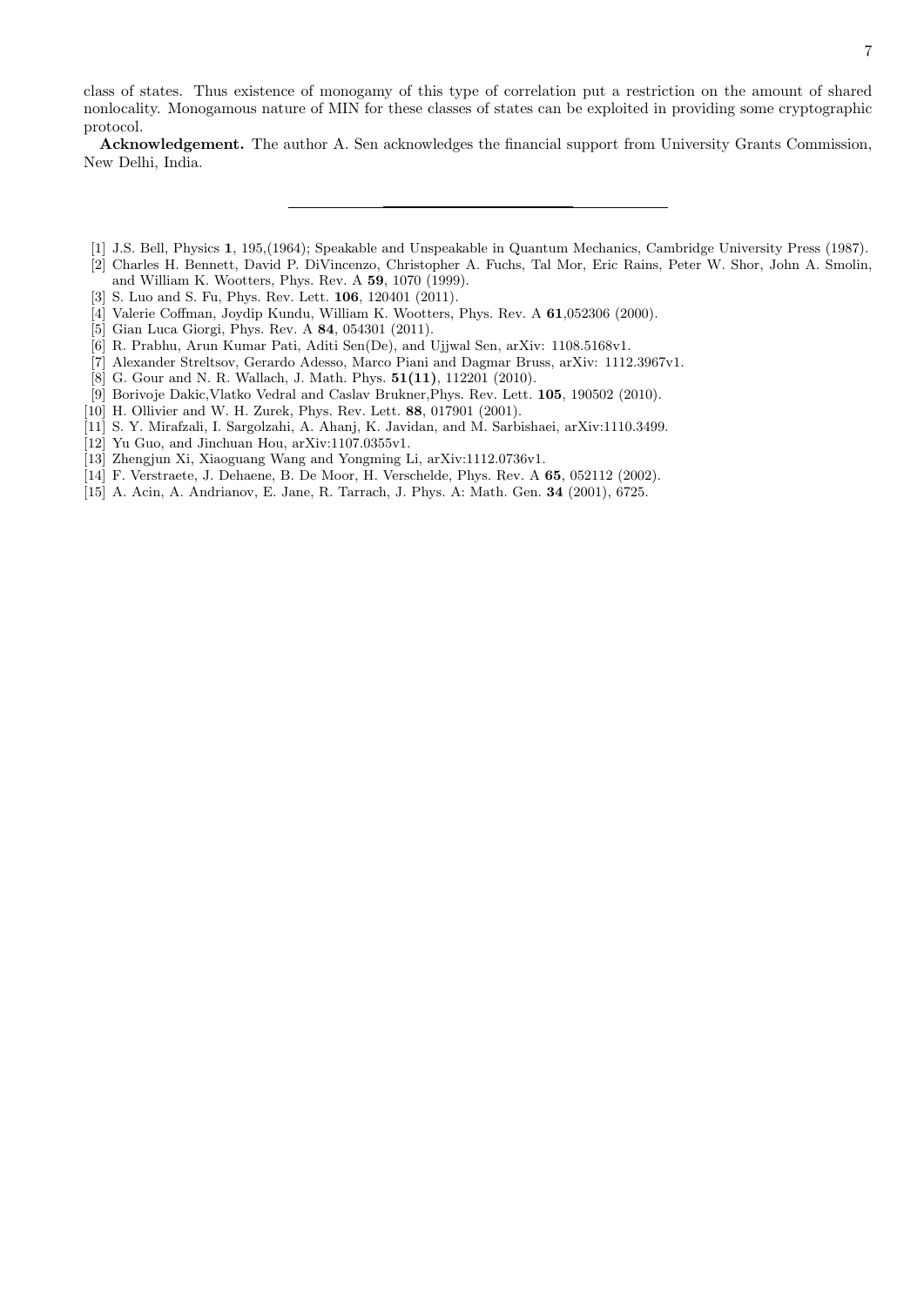class of states. Thus existence of monogamy of this type of correlation put a restriction on the amount of shared nonlocality. Monogamous nature of MIN for these classes of states can be exploited in providing some cryptographic protocol.

**Acknowledgement.** The author A. Sen acknowledges the financial support from University Grants Commission, New Delhi, India.

---

[1] J.S. Bell, Physics **1**, 195,(1964); Speakable and Unspeakable in Quantum Mechanics, Cambridge University Press (1987).

[2] Charles H. Bennett, David P. DiVincenzo, Christopher A. Fuchs, Tal Mor, Eric Rains, Peter W. Shor, John A. Smolin, and William K. Wootters, Phys. Rev. A **59**, 1070 (1999).

[3] S. Luo and S. Fu, Phys. Rev. Lett. **106**, 120401 (2011).

[4] Valerie Coffman, Joydip Kundu, William K. Wootters, Phys. Rev. A **61**,052306 (2000).

[5] Gian Luca Giorgi, Phys. Rev. A **84**, 054301 (2011).

[6] R. Prabhu, Arun Kumar Pati, Aditi Sen(De), and Ujjwal Sen, arXiv: 1108.5168v1.

[7] Alexander Streltsov, Gerardo Adesso, Marco Piani and Dagmar Bruss, arXiv: 1112.3967v1.

[8] G. Gour and N. R. Wallach, J. Math. Phys. **51(11)**, 112201 (2010).

[9] Borivoje Dakic,Vlatko Vedral and Caslav Brukner,Phys. Rev. Lett. **105**, 190502 (2010).

[10] H. Ollivier and W. H. Zurek, Phys. Rev. Lett. **88**, 017901 (2001).

[11] S. Y. Mirafzali, I. Sargolzahi, A. Ahanj, K. Javidan, and M. Sarbishaei, arXiv:1110.3499.

[12] Yu Guo, and Jinchuan Hou, arXiv:1107.0355v1.

[13] Zhengjun Xi, Xiaoguang Wang and Yongming Li, arXiv:1112.0736v1.

[14] F. Verstraete, J. Dehaene, B. De Moor, H. Verschelde, Phys. Rev. A **65**, 052112 (2002).

[15] A. Acin, A. Andrianov, E. Jane, R. Tarrach, J. Phys. A: Math. Gen. **34** (2001), 6725.